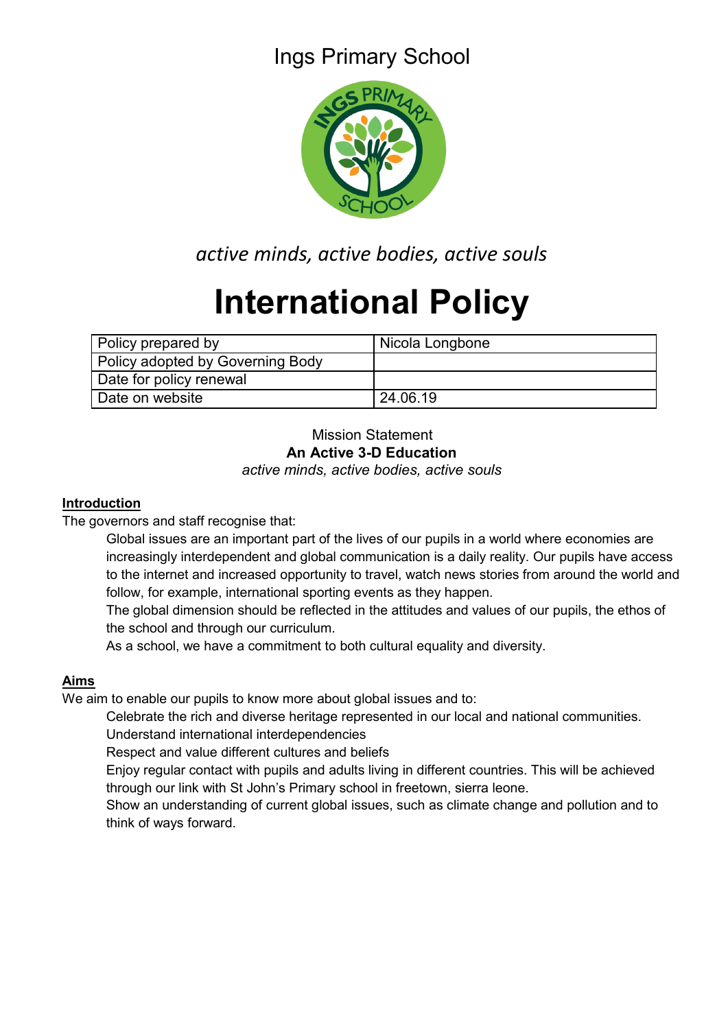# Ings Primary School

*active minds, active bodies, active souls*

# International Policy

| Policy prepared by | Nicola Longbone |
|---|---|
| Policy adopted by Governing Body | |
| Date for policy renewal | |
| Date on website | 24.06.19 |

Mission Statement
**An Active 3-D Education**
*active minds, active bodies, active souls*

## Introduction

The governors and staff recognise that:

Global issues are an important part of the lives of our pupils in a world where economies are increasingly interdependent and global communication is a daily reality. Our pupils have access to the internet and increased opportunity to travel, watch news stories from around the world and follow, for example, international sporting events as they happen.

The global dimension should be reflected in the attitudes and values of our pupils, the ethos of the school and through our curriculum.

As a school, we have a commitment to both cultural equality and diversity.

## Aims

We aim to enable our pupils to know more about global issues and to:

Celebrate the rich and diverse heritage represented in our local and national communities.

Understand international interdependencies

Respect and value different cultures and beliefs

Enjoy regular contact with pupils and adults living in different countries. This will be achieved through our link with St John's Primary school in freetown, sierra leone.

Show an understanding of current global issues, such as climate change and pollution and to think of ways forward.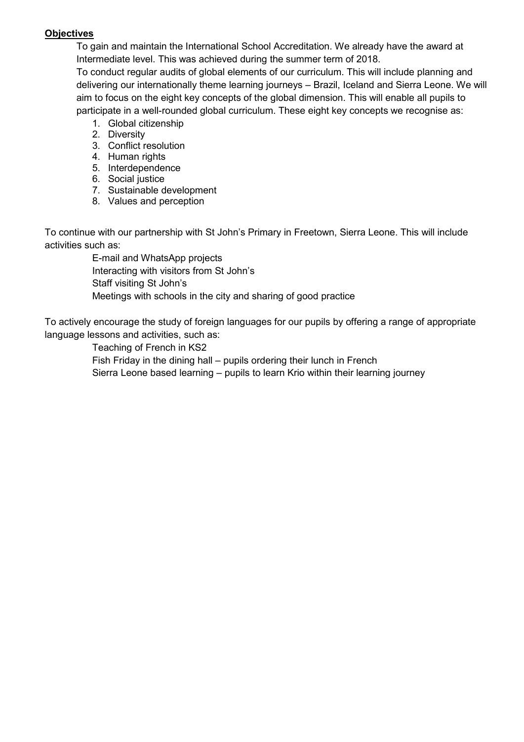**Objectives**

To gain and maintain the International School Accreditation. We already have the award at Intermediate level. This was achieved during the summer term of 2018.

To conduct regular audits of global elements of our curriculum. This will include planning and delivering our internationally theme learning journeys – Brazil, Iceland and Sierra Leone. We will aim to focus on the eight key concepts of the global dimension. This will enable all pupils to participate in a well-rounded global curriculum. These eight key concepts we recognise as:

1. Global citizenship
2. Diversity
3. Conflict resolution
4. Human rights
5. Interdependence
6. Social justice
7. Sustainable development
8. Values and perception

To continue with our partnership with St John's Primary in Freetown, Sierra Leone. This will include activities such as:

- E-mail and WhatsApp projects
- Interacting with visitors from St John's
- Staff visiting St John's
- Meetings with schools in the city and sharing of good practice

To actively encourage the study of foreign languages for our pupils by offering a range of appropriate language lessons and activities, such as:

- Teaching of French in KS2
- Fish Friday in the dining hall – pupils ordering their lunch in French
- Sierra Leone based learning – pupils to learn Krio within their learning journey